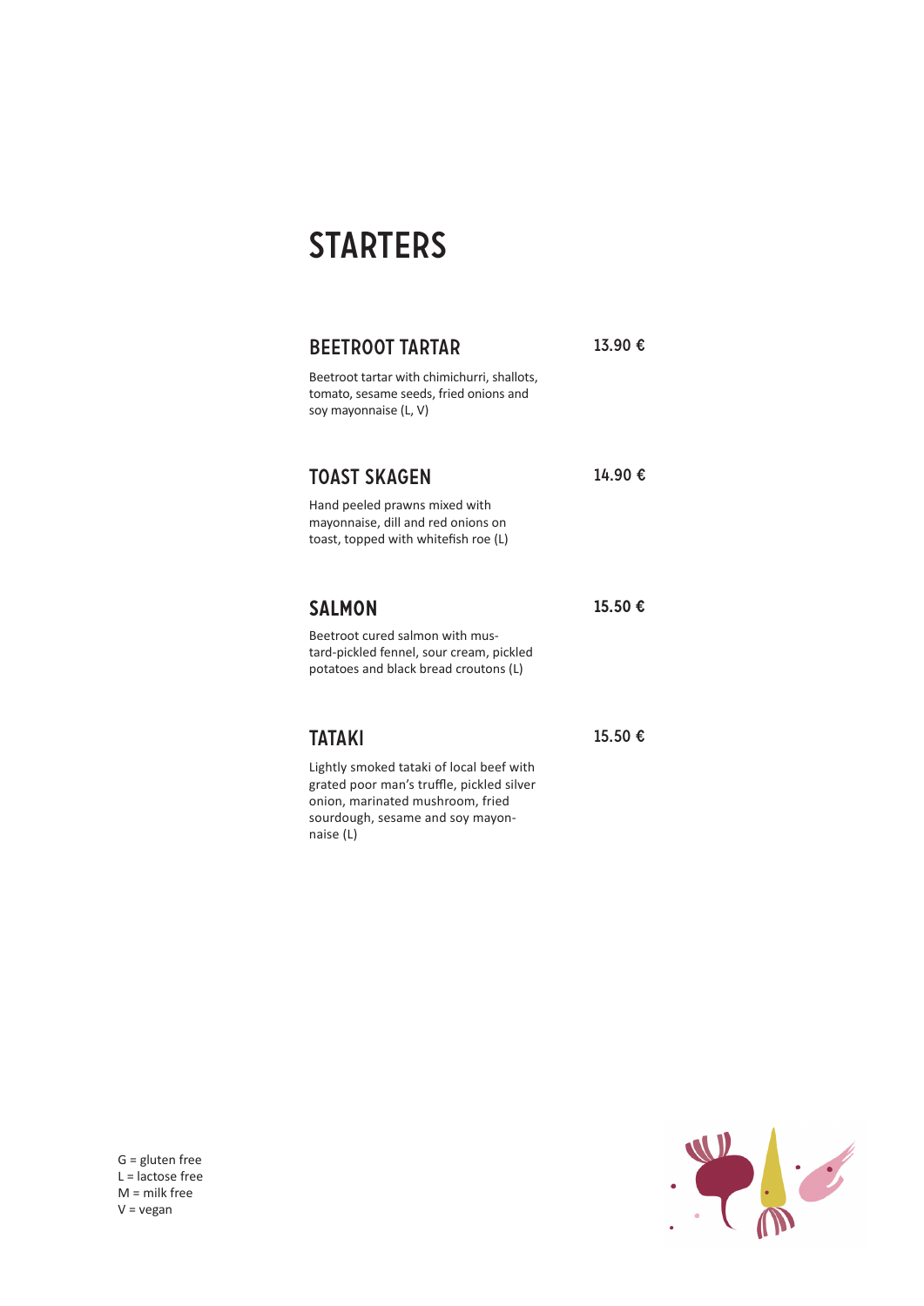# STARTERS

## BEETROOT TARTAR

**13.90 €**

Beetroot tartar with chimichurri, shallots, tomato, sesame seeds, fried onions and soy mayonnaise (L, V)

## TOAST SKAGEN

**14.90 €**

Hand peeled prawns mixed with mayonnaise, dill and red onions on toast, topped with whitefish roe (L)

## SALMON

**15.50 €**

Beetroot cured salmon with mustard-pickled fennel, sour cream, pickled potatoes and black bread croutons (L)

## TATAKI

**15.50 €**

Lightly smoked tataki of local beef with grated poor man's truffle, pickled silver onion, marinated mushroom, fried sourdough, sesame and soy mayonnaise (L)

G = gluten free
L = lactose free
M = milk free
V = vegan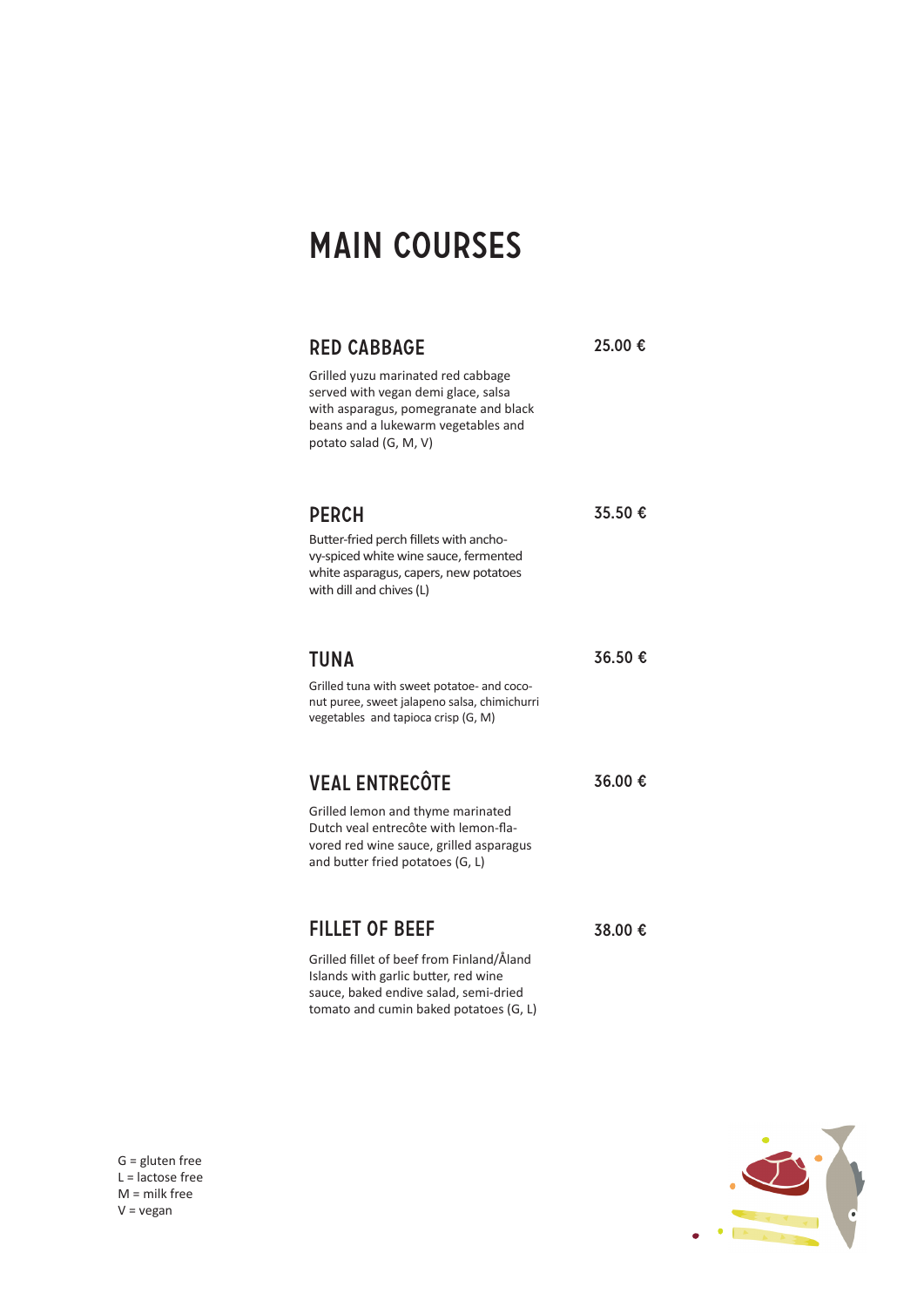# MAIN COURSES

## RED CABBAGE

25.00 €

Grilled yuzu marinated red cabbage served with vegan demi glace, salsa with asparagus, pomegranate and black beans and a lukewarm vegetables and potato salad (G, M, V)

## PERCH

35.50 €

Butter-fried perch fillets with anchovy-spiced white wine sauce, fermented white asparagus, capers, new potatoes with dill and chives (L)

## TUNA

36.50 €

Grilled tuna with sweet potatoe- and coconut puree, sweet jalapeno salsa, chimichurri vegetables and tapioca crisp (G, M)

## VEAL ENTRECÔTE

36.00 €

Grilled lemon and thyme marinated Dutch veal entrecôte with lemon-flavored red wine sauce, grilled asparagus and butter fried potatoes (G, L)

## FILLET OF BEEF

38.00 €

Grilled fillet of beef from Finland/Åland Islands with garlic butter, red wine sauce, baked endive salad, semi-dried tomato and cumin baked potatoes (G, L)

G = gluten free
L = lactose free
M = milk free
V = vegan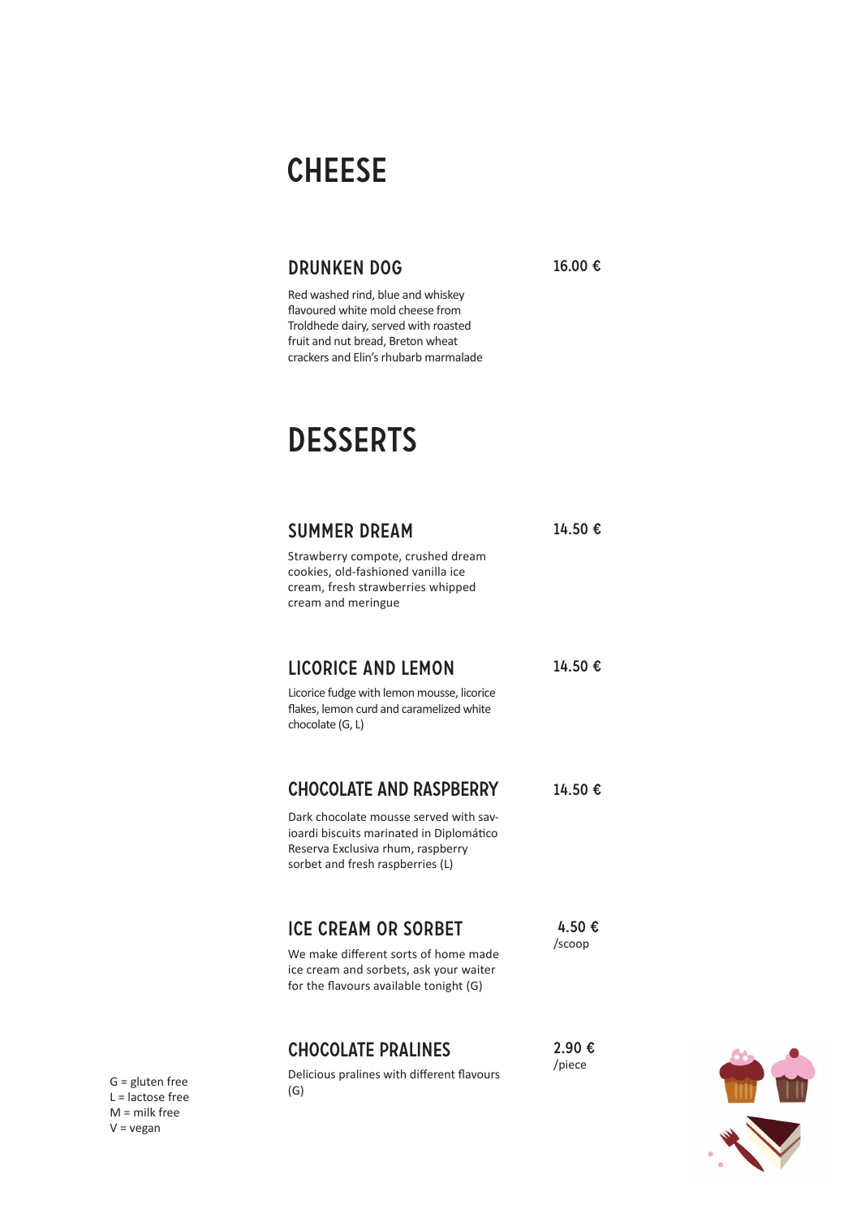# CHEESE

## DRUNKEN DOG

16.00 €

Red washed rind, blue and whiskey flavoured white mold cheese from Troldhede dairy, served with roasted fruit and nut bread, Breton wheat crackers and Elin's rhubarb marmalade

# DESSERTS

## SUMMER DREAM

14.50 €

Strawberry compote, crushed dream cookies, old-fashioned vanilla ice cream, fresh strawberries whipped cream and meringue

## LICORICE AND LEMON

14.50 €

Licorice fudge with lemon mousse, licorice flakes, lemon curd and caramelized white chocolate (G, L)

## CHOCOLATE AND RASPBERRY

14.50 €

Dark chocolate mousse served with savioardi biscuits marinated in Diplomático Reserva Exclusiva rhum, raspberry sorbet and fresh raspberries (L)

## ICE CREAM OR SORBET

4.50 €
/scoop

We make different sorts of home made ice cream and sorbets, ask your waiter for the flavours available tonight (G)

## CHOCOLATE PRALINES

2.90 €
/piece

Delicious pralines with different flavours (G)

G = gluten free
L = lactose free
M = milk free
V = vegan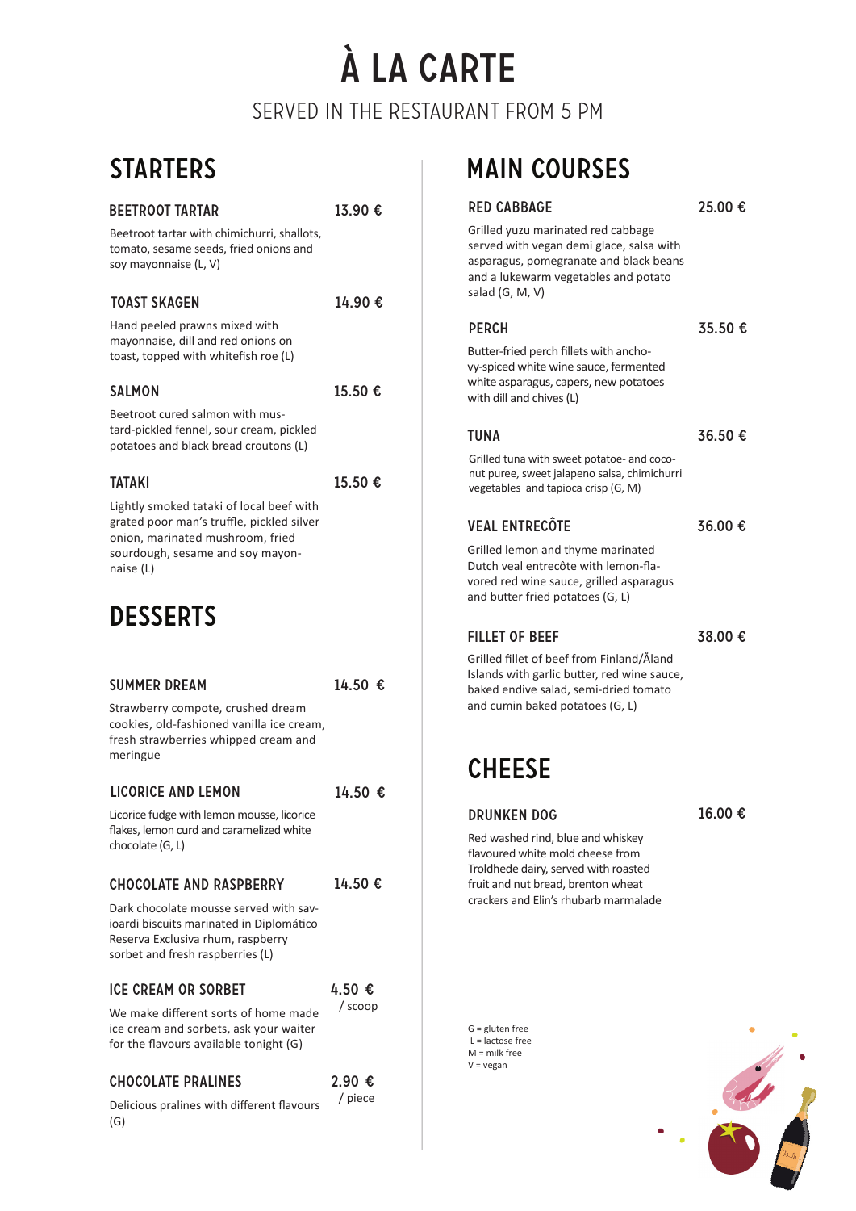# À LA CARTE

SERVED IN THE RESTAURANT FROM 5 PM

## STARTERS

### BEETROOT TARTAR — 13.90 €

Beetroot tartar with chimichurri, shallots, tomato, sesame seeds, fried onions and soy mayonnaise (L, V)

### TOAST SKAGEN — 14.90 €

Hand peeled prawns mixed with mayonnaise, dill and red onions on toast, topped with whitefish roe (L)

### SALMON — 15.50 €

Beetroot cured salmon with mustard-pickled fennel, sour cream, pickled potatoes and black bread croutons (L)

### TATAKI — 15.50 €

Lightly smoked tataki of local beef with grated poor man's truffle, pickled silver onion, marinated mushroom, fried sourdough, sesame and soy mayonnaise (L)

## DESSERTS

### SUMMER DREAM — 14.50 €

Strawberry compote, crushed dream cookies, old-fashioned vanilla ice cream, fresh strawberries whipped cream and meringue

### LICORICE AND LEMON — 14.50 €

Licorice fudge with lemon mousse, licorice flakes, lemon curd and caramelized white chocolate (G, L)

### CHOCOLATE AND RASPBERRY — 14.50 €

Dark chocolate mousse served with savioardi biscuits marinated in Diplomático Reserva Exclusiva rhum, raspberry sorbet and fresh raspberries (L)

### ICE CREAM OR SORBET — 4.50 € / scoop

We make different sorts of home made ice cream and sorbets, ask your waiter for the flavours available tonight (G)

### CHOCOLATE PRALINES — 2.90 € / piece

Delicious pralines with different flavours (G)

## MAIN COURSES

### RED CABBAGE — 25.00 €

Grilled yuzu marinated red cabbage served with vegan demi glace, salsa with asparagus, pomegranate and black beans and a lukewarm vegetables and potato salad (G, M, V)

### PERCH — 35.50 €

Butter-fried perch fillets with anchovy-spiced white wine sauce, fermented white asparagus, capers, new potatoes with dill and chives (L)

### TUNA — 36.50 €

Grilled tuna with sweet potatoe- and coconut puree, sweet jalapeno salsa, chimichurri vegetables and tapioca crisp (G, M)

### VEAL ENTRECÔTE — 36.00 €

Grilled lemon and thyme marinated Dutch veal entrecôte with lemon-flavored red wine sauce, grilled asparagus and butter fried potatoes (G, L)

### FILLET OF BEEF — 38.00 €

Grilled fillet of beef from Finland/Åland Islands with garlic butter, red wine sauce, baked endive salad, semi-dried tomato and cumin baked potatoes (G, L)

## CHEESE

### DRUNKEN DOG — 16.00 €

Red washed rind, blue and whiskey flavoured white mold cheese from Troldhede dairy, served with roasted fruit and nut bread, brenton wheat crackers and Elin's rhubarb marmalade

G = gluten free
L = lactose free
M = milk free
V = vegan